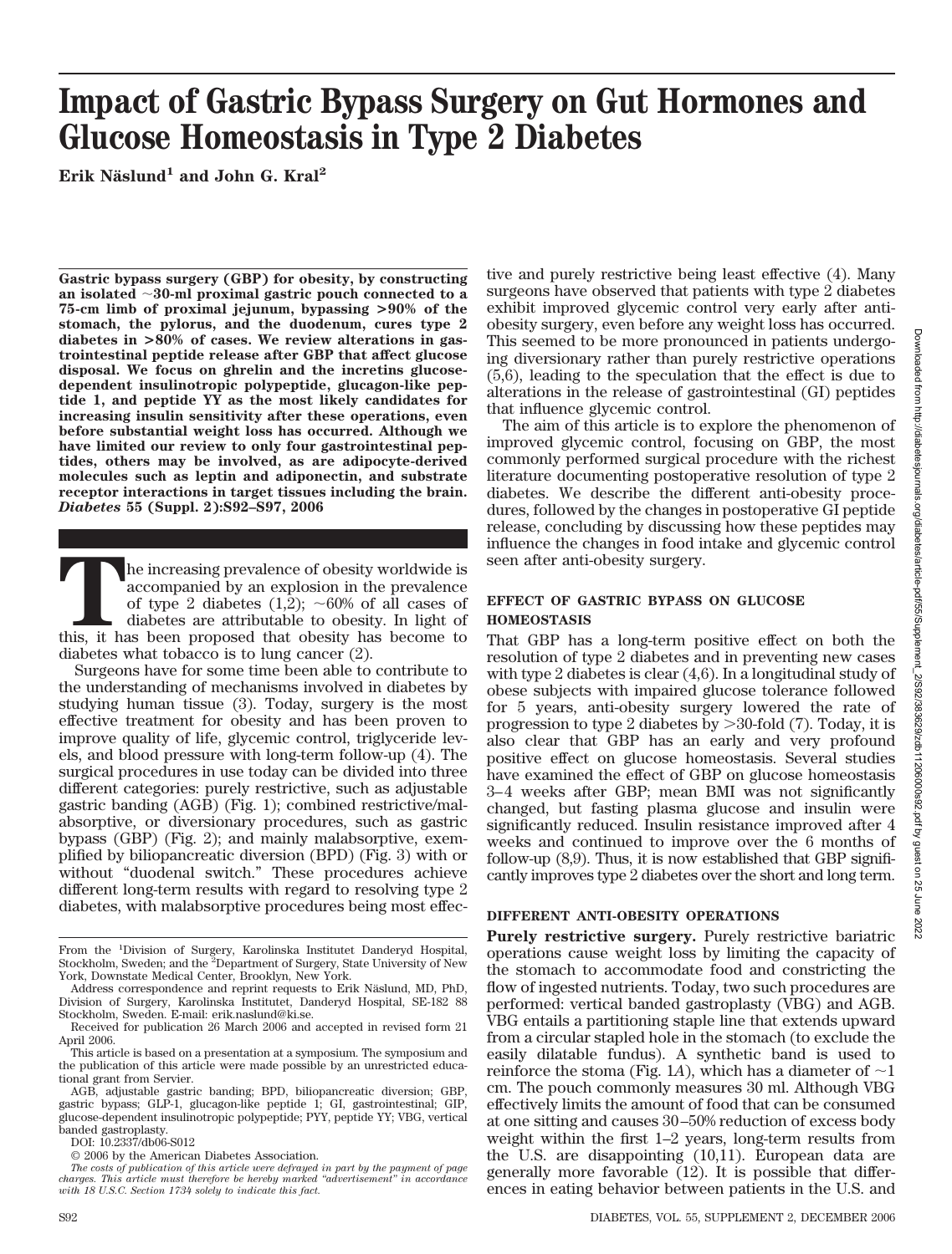# Impact of Gastric Bypass Surgery on Gut Hormones and Glucose Homeostasis in Type 2 Diabetes

**Erik Näslund[1] and John G. Kral[2]**

**Gastric bypass surgery (GBP) for obesity, by constructing an isolated ~30-ml proximal gastric pouch connected to a 75-cm limb of proximal jejunum, bypassing >90% of the stomach, the pylorus, and the duodenum, cures type 2 diabetes in >80% of cases. We review alterations in gastrointestinal peptide release after GBP that affect glucose disposal. We focus on ghrelin and the incretins glucose-dependent insulinotropic polypeptide, glucagon-like peptide 1, and peptide YY as the most likely candidates for increasing insulin sensitivity after these operations, even before substantial weight loss has occurred. Although we have limited our review to only four gastrointestinal peptides, others may be involved, as are adipocyte-derived molecules such as leptin and adiponectin, and substrate receptor interactions in target tissues including the brain. *Diabetes* 55 (Suppl. 2):S92–S97, 2006**

The increasing prevalence of obesity worldwide is accompanied by an explosion in the prevalence of type 2 diabetes (1,2); ~60% of all cases of diabetes are attributable to obesity. In light of this, it has been proposed that obesity has become to diabetes what tobacco is to lung cancer (2).

Surgeons have for some time been able to contribute to the understanding of mechanisms involved in diabetes by studying human tissue (3). Today, surgery is the most effective treatment for obesity and has been proven to improve quality of life, glycemic control, triglyceride levels, and blood pressure with long-term follow-up (4). The surgical procedures in use today can be divided into three different categories: purely restrictive, such as adjustable gastric banding (AGB) (Fig. 1); combined restrictive/malabsorptive, or diversionary procedures, such as gastric bypass (GBP) (Fig. 2); and mainly malabsorptive, exemplified by biliopancreatic diversion (BPD) (Fig. 3) with or without "duodenal switch." These procedures achieve different long-term results with regard to resolving type 2 diabetes, with malabsorptive procedures being most effective and purely restrictive being least effective (4). Many surgeons have observed that patients with type 2 diabetes exhibit improved glycemic control very early after anti-obesity surgery, even before any weight loss has occurred. This seemed to be more pronounced in patients undergoing diversionary rather than purely restrictive operations (5,6), leading to the speculation that the effect is due to alterations in the release of gastrointestinal (GI) peptides that influence glycemic control.

The aim of this article is to explore the phenomenon of improved glycemic control, focusing on GBP, the most commonly performed surgical procedure with the richest literature documenting postoperative resolution of type 2 diabetes. We describe the different anti-obesity procedures, followed by the changes in postoperative GI peptide release, concluding by discussing how these peptides may influence the changes in food intake and glycemic control seen after anti-obesity surgery.

## EFFECT OF GASTRIC BYPASS ON GLUCOSE HOMEOSTASIS

That GBP has a long-term positive effect on both the resolution of type 2 diabetes and in preventing new cases with type 2 diabetes is clear (4,6). In a longitudinal study of obese subjects with impaired glucose tolerance followed for 5 years, anti-obesity surgery lowered the rate of progression to type 2 diabetes by >30-fold (7). Today, it is also clear that GBP has an early and very profound positive effect on glucose homeostasis. Several studies have examined the effect of GBP on glucose homeostasis 3–4 weeks after GBP; mean BMI was not significantly changed, but fasting plasma glucose and insulin were significantly reduced. Insulin resistance improved after 4 weeks and continued to improve over the 6 months of follow-up (8,9). Thus, it is now established that GBP significantly improves type 2 diabetes over the short and long term.

## DIFFERENT ANTI-OBESITY OPERATIONS

**Purely restrictive surgery.** Purely restrictive bariatric operations cause weight loss by limiting the capacity of the stomach to accommodate food and constricting the flow of ingested nutrients. Today, two such procedures are performed: vertical banded gastroplasty (VBG) and AGB. VBG entails a partitioning staple line that extends upward from a circular stapled hole in the stomach (to exclude the easily dilatable fundus). A synthetic band is used to reinforce the stoma (Fig. 1*A*), which has a diameter of ~1 cm. The pouch commonly measures 30 ml. Although VBG effectively limits the amount of food that can be consumed at one sitting and causes 30–50% reduction of excess body weight within the first 1–2 years, long-term results from the U.S. are disappointing (10,11). European data are generally more favorable (12). It is possible that differences in eating behavior between patients in the U.S. and

From the [1]Division of Surgery, Karolinska Institutet Danderyd Hospital, Stockholm, Sweden; and the [2]Department of Surgery, State University of New York, Downstate Medical Center, Brooklyn, New York.

Address correspondence and reprint requests to Erik Näslund, MD, PhD, Division of Surgery, Karolinska Institutet, Danderyd Hospital, SE-182 88 Stockholm, Sweden. E-mail: erik.naslund@ki.se.

Received for publication 26 March 2006 and accepted in revised form 21 April 2006.

This article is based on a presentation at a symposium. The symposium and the publication of this article were made possible by an unrestricted educational grant from Servier.

AGB, adjustable gastric banding; BPD, biliopancreatic diversion; GBP, gastric bypass; GLP-1, glucagon-like peptide 1; GI, gastrointestinal; GIP, glucose-dependent insulinotropic polypeptide; PYY, peptide YY; VBG, vertical banded gastroplasty.

DOI: 10.2337/db06-S012

© 2006 by the American Diabetes Association.

*The costs of publication of this article were defrayed in part by the payment of page charges. This article must therefore be hereby marked "advertisement" in accordance with 18 U.S.C. Section 1734 solely to indicate this fact.*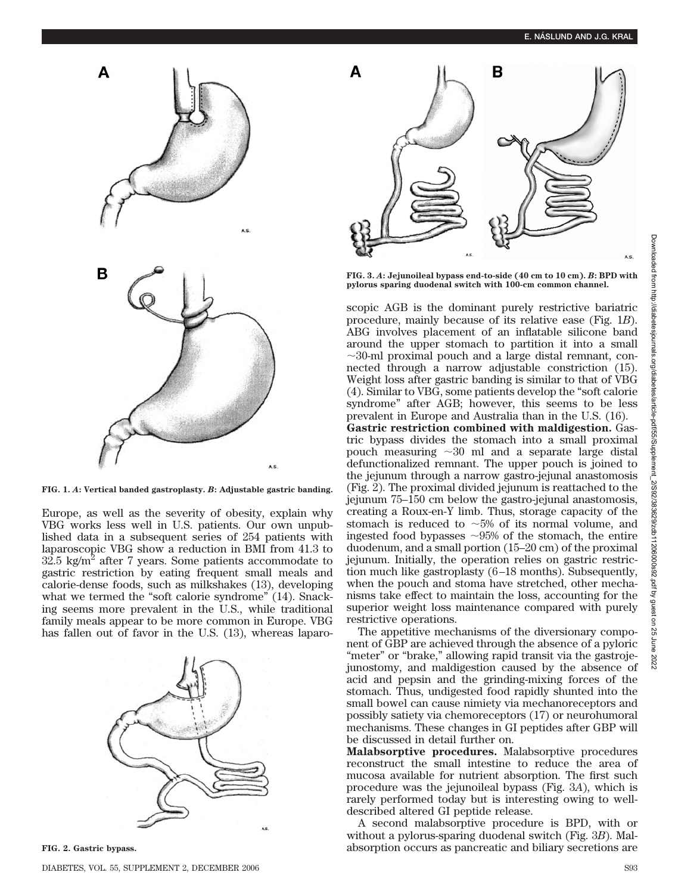FIG. 1. *A*: Vertical banded gastroplasty. *B*: Adjustable gastric banding.

Europe, as well as the severity of obesity, explain why VBG works less well in U.S. patients. Our own unpublished data in a subsequent series of 254 patients with laparoscopic VBG show a reduction in BMI from 41.3 to 32.5 kg/m$^2$ after 7 years. Some patients accommodate to gastric restriction by eating frequent small meals and calorie-dense foods, such as milkshakes (13), developing what we termed the "soft calorie syndrome" (14). Snacking seems more prevalent in the U.S., while traditional family meals appear to be more common in Europe. VBG has fallen out of favor in the U.S. (13), whereas laparoscopic AGB is the dominant purely restrictive bariatric procedure, mainly because of its relative ease (Fig. 1*B*). ABG involves placement of an inflatable silicone band around the upper stomach to partition it into a small ~30-ml proximal pouch and a large distal remnant, connected through a narrow adjustable constriction (15). Weight loss after gastric banding is similar to that of VBG (4). Similar to VBG, some patients develop the "soft calorie syndrome" after AGB; however, this seems to be less prevalent in Europe and Australia than in the U.S. (16).

FIG. 2. Gastric bypass.

FIG. 3. *A*: Jejunoileal bypass end-to-side (40 cm to 10 cm). *B*: BPD with pylorus sparing duodenal switch with 100-cm common channel.

**Gastric restriction combined with maldigestion.** Gastric bypass divides the stomach into a small proximal pouch measuring ~30 ml and a separate large distal defunctionalized remnant. The upper pouch is joined to the jejunum through a narrow gastro-jejunal anastomosis (Fig. 2). The proximal divided jejunum is reattached to the jejunum 75–150 cm below the gastro-jejunal anastomosis, creating a Roux-en-Y limb. Thus, storage capacity of the stomach is reduced to ~5% of its normal volume, and ingested food bypasses ~95% of the stomach, the entire duodenum, and a small portion (15–20 cm) of the proximal jejunum. Initially, the operation relies on gastric restriction much like gastroplasty (6–18 months). Subsequently, when the pouch and stoma have stretched, other mechanisms take effect to maintain the loss, accounting for the superior weight loss maintenance compared with purely restrictive operations.

The appetitive mechanisms of the diversionary component of GBP are achieved through the absence of a pyloric "meter" or "brake," allowing rapid transit via the gastrojejunostomy, and maldigestion caused by the absence of acid and pepsin and the grinding-mixing forces of the stomach. Thus, undigested food rapidly shunted into the small bowel can cause nimiety via mechanoreceptors and possibly satiety via chemoreceptors (17) or neurohumoral mechanisms. These changes in GI peptides after GBP will be discussed in detail further on.

**Malabsorptive procedures.** Malabsorptive procedures reconstruct the small intestine to reduce the area of mucosa available for nutrient absorption. The first such procedure was the jejunoileal bypass (Fig. 3*A*), which is rarely performed today but is interesting owing to well-described altered GI peptide release.

A second malabsorptive procedure is BPD, with or without a pylorus-sparing duodenal switch (Fig. 3*B*). Malabsorption occurs as pancreatic and biliary secretions are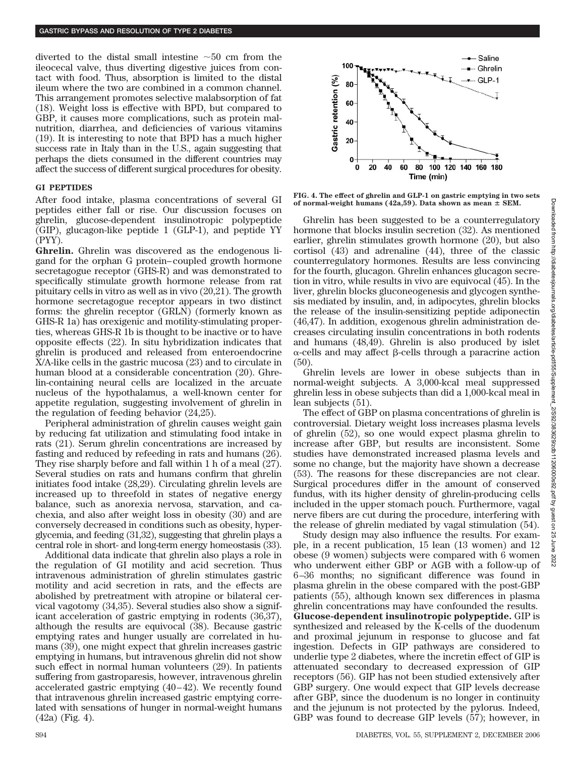diverted to the distal small intestine ~50 cm from the ileocecal valve, thus diverting digestive juices from contact with food. Thus, absorption is limited to the distal ileum where the two are combined in a common channel. This arrangement promotes selective malabsorption of fat (18). Weight loss is effective with BPD, but compared to GBP, it causes more complications, such as protein malnutrition, diarrhea, and deficiencies of various vitamins (19). It is interesting to note that BPD has a much higher success rate in Italy than in the U.S., again suggesting that perhaps the diets consumed in the different countries may affect the success of different surgical procedures for obesity.

## GI PEPTIDES

After food intake, plasma concentrations of several GI peptides either fall or rise. Our discussion focuses on ghrelin, glucose-dependent insulinotropic polypeptide (GIP), glucagon-like peptide 1 (GLP-1), and peptide YY (PYY).

**Ghrelin.** Ghrelin was discovered as the endogenous ligand for the orphan G protein–coupled growth hormone secretagogue receptor (GHS-R) and was demonstrated to specifically stimulate growth hormone release from rat pituitary cells in vitro as well as in vivo (20,21). The growth hormone secretagogue receptor appears in two distinct forms: the ghrelin receptor (GRLN) (formerly known as GHS-R 1a) has orexigenic and motility-stimulating properties, whereas GHS-R 1b is thought to be inactive or to have opposite effects (22). In situ hybridization indicates that ghrelin is produced and released from enteroendocrine X/A-like cells in the gastric mucosa (23) and to circulate in human blood at a considerable concentration (20). Ghrelin-containing neural cells are localized in the arcuate nucleus of the hypothalamus, a well-known center for appetite regulation, suggesting involvement of ghrelin in the regulation of feeding behavior (24,25).

Peripheral administration of ghrelin causes weight gain by reducing fat utilization and stimulating food intake in rats (21). Serum ghrelin concentrations are increased by fasting and reduced by refeeding in rats and humans (26). They rise sharply before and fall within 1 h of a meal (27). Several studies on rats and humans confirm that ghrelin initiates food intake (28,29). Circulating ghrelin levels are increased up to threefold in states of negative energy balance, such as anorexia nervosa, starvation, and cachexia, and also after weight loss in obesity (30) and are conversely decreased in conditions such as obesity, hyperglycemia, and feeding (31,32), suggesting that ghrelin plays a central role in short- and long-term energy homeostasis (33).

Additional data indicate that ghrelin also plays a role in the regulation of GI motility and acid secretion. Thus intravenous administration of ghrelin stimulates gastric motility and acid secretion in rats, and the effects are abolished by pretreatment with atropine or bilateral cervical vagotomy (34,35). Several studies also show a significant acceleration of gastric emptying in rodents (36,37), although the results are equivocal (38). Because gastric emptying rates and hunger usually are correlated in humans (39), one might expect that ghrelin increases gastric emptying in humans, but intravenous ghrelin did not show such effect in normal human volunteers (29). In patients suffering from gastroparesis, however, intravenous ghrelin accelerated gastric emptying (40–42). We recently found that intravenous ghrelin increased gastric emptying correlated with sensations of hunger in normal-weight humans (42a) (Fig. 4).

FIG. 4. The effect of ghrelin and GLP-1 on gastric emptying in two sets of normal-weight humans (42a,59). Data shown as mean ± SEM.

Ghrelin has been suggested to be a counterregulatory hormone that blocks insulin secretion (32). As mentioned earlier, ghrelin stimulates growth hormone (20), but also cortisol (43) and adrenaline (44), three of the classic counterregulatory hormones. Results are less convincing for the fourth, glucagon. Ghrelin enhances glucagon secretion in vitro, while results in vivo are equivocal (45). In the liver, ghrelin blocks gluconeogenesis and glycogen synthesis mediated by insulin, and, in adipocytes, ghrelin blocks the release of the insulin-sensitizing peptide adiponectin (46,47). In addition, exogenous ghrelin administration decreases circulating insulin concentrations in both rodents and humans (48,49). Ghrelin is also produced by islet α-cells and may affect β-cells through a paracrine action (50).

Ghrelin levels are lower in obese subjects than in normal-weight subjects. A 3,000-kcal meal suppressed ghrelin less in obese subjects than did a 1,000-kcal meal in lean subjects (51).

The effect of GBP on plasma concentrations of ghrelin is controversial. Dietary weight loss increases plasma levels of ghrelin (52), so one would expect plasma ghrelin to increase after GBP, but results are inconsistent. Some studies have demonstrated increased plasma levels and some no change, but the majority have shown a decrease (53). The reasons for these discrepancies are not clear. Surgical procedures differ in the amount of conserved fundus, with its higher density of ghrelin-producing cells included in the upper stomach pouch. Furthermore, vagal nerve fibers are cut during the procedure, interfering with the release of ghrelin mediated by vagal stimulation (54).

Study design may also influence the results. For example, in a recent publication, 15 lean (13 women) and 12 obese (9 women) subjects were compared with 6 women who underwent either GBP or AGB with a follow-up of 6–36 months; no significant difference was found in plasma ghrelin in the obese compared with the post-GBP patients (55), although known sex differences in plasma ghrelin concentrations may have confounded the results.

**Glucose-dependent insulinotropic polypeptide.** GIP is synthesized and released by the K-cells of the duodenum and proximal jejunum in response to glucose and fat ingestion. Defects in GIP pathways are considered to underlie type 2 diabetes, where the incretin effect of GIP is attenuated secondary to decreased expression of GIP receptors (56). GIP has not been studied extensively after GBP surgery. One would expect that GIP levels decrease after GBP, since the duodenum is no longer in continuity and the jejunum is not protected by the pylorus. Indeed, GBP was found to decrease GIP levels (57); however, in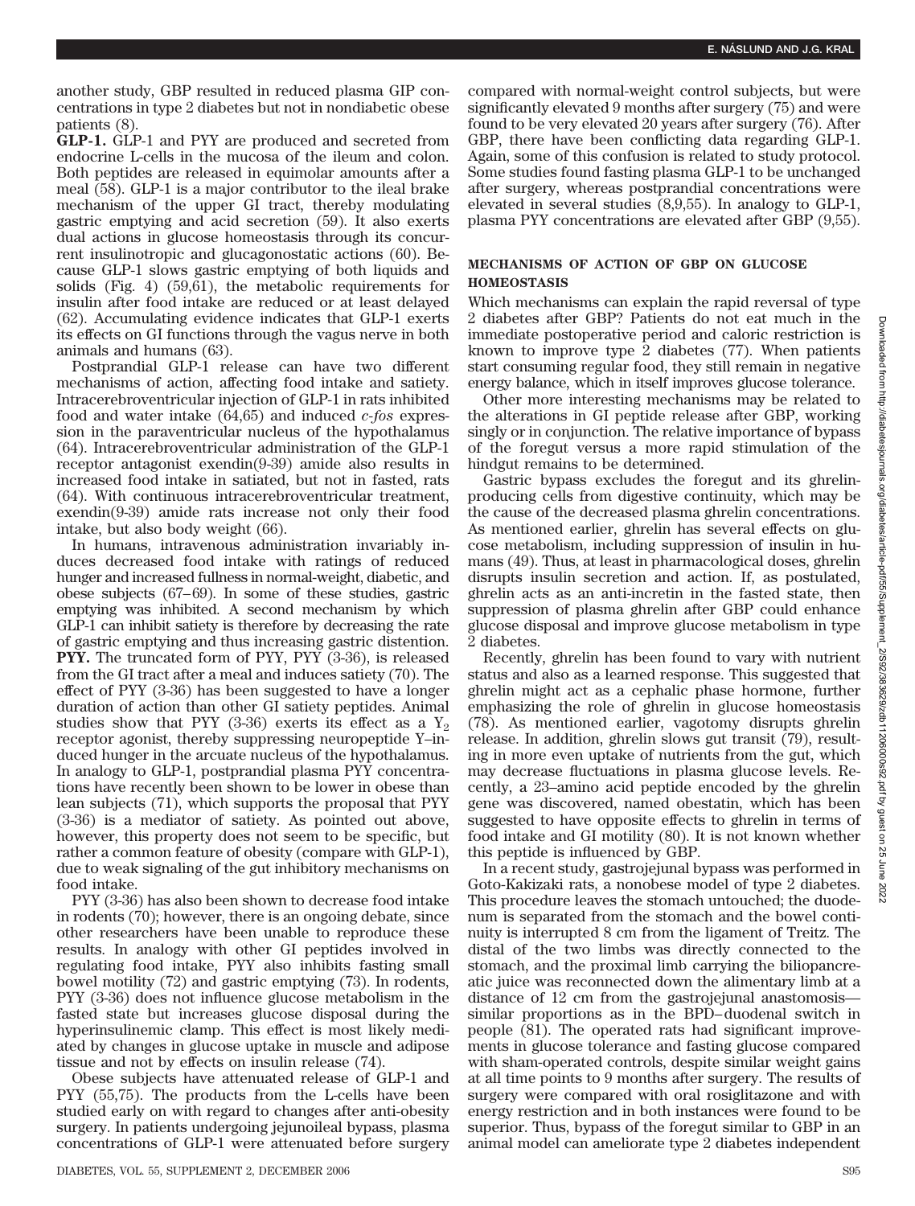another study, GBP resulted in reduced plasma GIP concentrations in type 2 diabetes but not in nondiabetic obese patients (8).

**GLP-1.** GLP-1 and PYY are produced and secreted from endocrine L-cells in the mucosa of the ileum and colon. Both peptides are released in equimolar amounts after a meal (58). GLP-1 is a major contributor to the ileal brake mechanism of the upper GI tract, thereby modulating gastric emptying and acid secretion (59). It also exerts dual actions in glucose homeostasis through its concurrent insulinotropic and glucagonostatic actions (60). Because GLP-1 slows gastric emptying of both liquids and solids (Fig. 4) (59,61), the metabolic requirements for insulin after food intake are reduced or at least delayed (62). Accumulating evidence indicates that GLP-1 exerts its effects on GI functions through the vagus nerve in both animals and humans (63).

Postprandial GLP-1 release can have two different mechanisms of action, affecting food intake and satiety. Intracerebroventricular injection of GLP-1 in rats inhibited food and water intake (64,65) and induced *c-fos* expression in the paraventricular nucleus of the hypothalamus (64). Intracerebroventricular administration of the GLP-1 receptor antagonist exendin(9-39) amide also results in increased food intake in satiated, but not in fasted, rats (64). With continuous intracerebroventricular treatment, exendin(9-39) amide rats increase not only their food intake, but also body weight (66).

In humans, intravenous administration invariably induces decreased food intake with ratings of reduced hunger and increased fullness in normal-weight, diabetic, and obese subjects (67–69). In some of these studies, gastric emptying was inhibited. A second mechanism by which GLP-1 can inhibit satiety is therefore by decreasing the rate of gastric emptying and thus increasing gastric distention.

**PYY.** The truncated form of PYY, PYY (3-36), is released from the GI tract after a meal and induces satiety (70). The effect of PYY (3-36) has been suggested to have a longer duration of action than other GI satiety peptides. Animal studies show that PYY (3-36) exerts its effect as a $Y_2$ receptor agonist, thereby suppressing neuropeptide Y–induced hunger in the arcuate nucleus of the hypothalamus. In analogy to GLP-1, postprandial plasma PYY concentrations have recently been shown to be lower in obese than lean subjects (71), which supports the proposal that PYY (3-36) is a mediator of satiety. As pointed out above, however, this property does not seem to be specific, but rather a common feature of obesity (compare with GLP-1), due to weak signaling of the gut inhibitory mechanisms on food intake.

PYY (3-36) has also been shown to decrease food intake in rodents (70); however, there is an ongoing debate, since other researchers have been unable to reproduce these results. In analogy with other GI peptides involved in regulating food intake, PYY also inhibits fasting small bowel motility (72) and gastric emptying (73). In rodents, PYY (3-36) does not influence glucose metabolism in the fasted state but increases glucose disposal during the hyperinsulinemic clamp. This effect is most likely mediated by changes in glucose uptake in muscle and adipose tissue and not by effects on insulin release (74).

Obese subjects have attenuated release of GLP-1 and PYY (55,75). The products from the L-cells have been studied early on with regard to changes after anti-obesity surgery. In patients undergoing jejunoileal bypass, plasma concentrations of GLP-1 were attenuated before surgery compared with normal-weight control subjects, but were significantly elevated 9 months after surgery (75) and were found to be very elevated 20 years after surgery (76). After GBP, there have been conflicting data regarding GLP-1. Again, some of this confusion is related to study protocol. Some studies found fasting plasma GLP-1 to be unchanged after surgery, whereas postprandial concentrations were elevated in several studies (8,9,55). In analogy to GLP-1, plasma PYY concentrations are elevated after GBP (9,55).

## MECHANISMS OF ACTION OF GBP ON GLUCOSE HOMEOSTASIS

Which mechanisms can explain the rapid reversal of type 2 diabetes after GBP? Patients do not eat much in the immediate postoperative period and caloric restriction is known to improve type 2 diabetes (77). When patients start consuming regular food, they still remain in negative energy balance, which in itself improves glucose tolerance.

Other more interesting mechanisms may be related to the alterations in GI peptide release after GBP, working singly or in conjunction. The relative importance of bypass of the foregut versus a more rapid stimulation of the hindgut remains to be determined.

Gastric bypass excludes the foregut and its ghrelin-producing cells from digestive continuity, which may be the cause of the decreased plasma ghrelin concentrations. As mentioned earlier, ghrelin has several effects on glucose metabolism, including suppression of insulin in humans (49). Thus, at least in pharmacological doses, ghrelin disrupts insulin secretion and action. If, as postulated, ghrelin acts as an anti-incretin in the fasted state, then suppression of plasma ghrelin after GBP could enhance glucose disposal and improve glucose metabolism in type 2 diabetes.

Recently, ghrelin has been found to vary with nutrient status and also as a learned response. This suggested that ghrelin might act as a cephalic phase hormone, further emphasizing the role of ghrelin in glucose homeostasis (78). As mentioned earlier, vagotomy disrupts ghrelin release. In addition, ghrelin slows gut transit (79), resulting in more even uptake of nutrients from the gut, which may decrease fluctuations in plasma glucose levels. Recently, a 23–amino acid peptide encoded by the ghrelin gene was discovered, named obestatin, which has been suggested to have opposite effects to ghrelin in terms of food intake and GI motility (80). It is not known whether this peptide is influenced by GBP.

In a recent study, gastrojejunal bypass was performed in Goto-Kakizaki rats, a nonobese model of type 2 diabetes. This procedure leaves the stomach untouched; the duodenum is separated from the stomach and the bowel continuity is interrupted 8 cm from the ligament of Treitz. The distal of the two limbs was directly connected to the stomach, and the proximal limb carrying the biliopancreatic juice was reconnected down the alimentary limb at a distance of 12 cm from the gastrojejunal anastomosis—similar proportions as in the BPD–duodenal switch in people (81). The operated rats had significant improvements in glucose tolerance and fasting glucose compared with sham-operated controls, despite similar weight gains at all time points to 9 months after surgery. The results of surgery were compared with oral rosiglitazone and with energy restriction and in both instances were found to be superior. Thus, bypass of the foregut similar to GBP in an animal model can ameliorate type 2 diabetes independent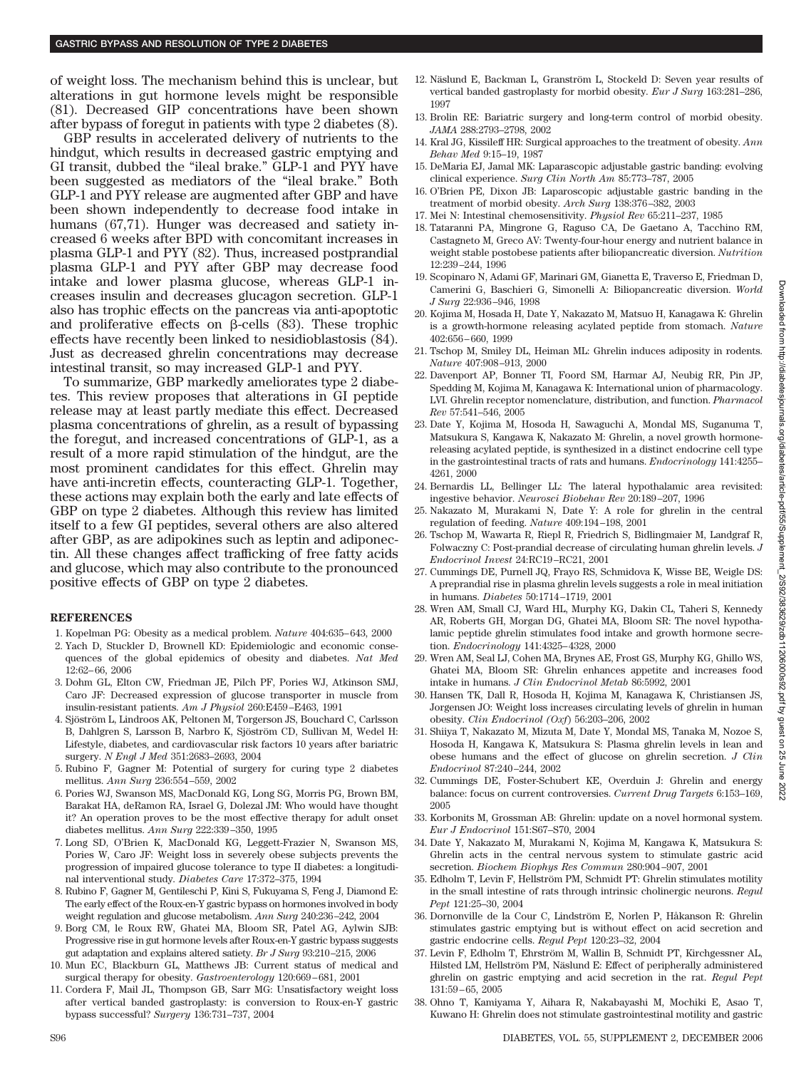of weight loss. The mechanism behind this is unclear, but alterations in gut hormone levels might be responsible (81). Decreased GIP concentrations have been shown after bypass of foregut in patients with type 2 diabetes (8).

GBP results in accelerated delivery of nutrients to the hindgut, which results in decreased gastric emptying and GI transit, dubbed the "ileal brake." GLP-1 and PYY have been suggested as mediators of the "ileal brake." Both GLP-1 and PYY release are augmented after GBP and have been shown independently to decrease food intake in humans (67,71). Hunger was decreased and satiety increased 6 weeks after BPD with concomitant increases in plasma GLP-1 and PYY (82). Thus, increased postprandial plasma GLP-1 and PYY after GBP may decrease food intake and lower plasma glucose, whereas GLP-1 increases insulin and decreases glucagon secretion. GLP-1 also has trophic effects on the pancreas via anti-apoptotic and proliferative effects on β-cells (83). These trophic effects have recently been linked to nesidioblastosis (84). Just as decreased ghrelin concentrations may decrease intestinal transit, so may increased GLP-1 and PYY.

To summarize, GBP markedly ameliorates type 2 diabetes. This review proposes that alterations in GI peptide release may at least partly mediate this effect. Decreased plasma concentrations of ghrelin, as a result of bypassing the foregut, and increased concentrations of GLP-1, as a result of a more rapid stimulation of the hindgut, are the most prominent candidates for this effect. Ghrelin may have anti-incretin effects, counteracting GLP-1. Together, these actions may explain both the early and late effects of GBP on type 2 diabetes. Although this review has limited itself to a few GI peptides, several others are also altered after GBP, as are adipokines such as leptin and adiponectin. All these changes affect trafficking of free fatty acids and glucose, which may also contribute to the pronounced positive effects of GBP on type 2 diabetes.

## REFERENCES

1. Kopelman PG: Obesity as a medical problem. *Nature* 404:635–643, 2000
2. Yach D, Stuckler D, Brownell KD: Epidemiologic and economic consequences of the global epidemics of obesity and diabetes. *Nat Med* 12:62–66, 2006
3. Dohm GL, Elton CW, Friedman JE, Pilch PF, Pories WJ, Atkinson SMJ, Caro JF: Decreased expression of glucose transporter in muscle from insulin-resistant patients. *Am J Physiol* 260:E459–E463, 1991
4. Sjöström L, Lindroos AK, Peltonen M, Torgerson JS, Bouchard C, Carlsson B, Dahlgren S, Larsson B, Narbro K, Sjöström CD, Sullivan M, Wedel H: Lifestyle, diabetes, and cardiovascular risk factors 10 years after bariatric surgery. *N Engl J Med* 351:2683–2693, 2004
5. Rubino F, Gagner M: Potential of surgery for curing type 2 diabetes mellitus. *Ann Surg* 236:554–559, 2002
6. Pories WJ, Swanson MS, MacDonald KG, Long SG, Morris PG, Brown BM, Barakat HA, deRamon RA, Israel G, Dolezal JM: Who would have thought it? An operation proves to be the most effective therapy for adult onset diabetes mellitus. *Ann Surg* 222:339–350, 1995
7. Long SD, O'Brien K, MacDonald KG, Leggett-Frazier N, Swanson MS, Pories W, Caro JF: Weight loss in severely obese subjects prevents the progression of impaired glucose tolerance to type II diabetes: a longitudinal interventional study. *Diabetes Care* 17:372–375, 1994
8. Rubino F, Gagner M, Gentileschi P, Kini S, Fukuyama S, Feng J, Diamond E: The early effect of the Roux-en-Y gastric bypass on hormones involved in body weight regulation and glucose metabolism. *Ann Surg* 240:236–242, 2004
9. Borg CM, le Roux RW, Ghatei MA, Bloom SR, Patel AG, Aylwin SJB: Progressive rise in gut hormone levels after Roux-en-Y gastric bypass suggests gut adaptation and explains altered satiety. *Br J Surg* 93:210–215, 2006
10. Mun EC, Blackburn GL, Matthews JB: Current status of medical and surgical therapy for obesity. *Gastroenterology* 120:669–681, 2001
11. Cordera F, Mail JL, Thompson GB, Sarr MG: Unsatisfactory weight loss after vertical banded gastroplasty: is conversion to Roux-en-Y gastric bypass successful? *Surgery* 136:731–737, 2004
12. Näslund E, Backman L, Granström L, Stockeld D: Seven year results of vertical banded gastroplasty for morbid obesity. *Eur J Surg* 163:281–286, 1997
13. Brolin RE: Bariatric surgery and long-term control of morbid obesity. *JAMA* 288:2793–2798, 2002
14. Kral JG, Kissileff HR: Surgical approaches to the treatment of obesity. *Ann Behav Med* 9:15–19, 1987
15. DeMaria EJ, Jamal MK: Laparascopic adjustable gastric banding: evolving clinical experience. *Surg Clin North Am* 85:773–787, 2005
16. O'Brien PE, Dixon JB: Laparoscopic adjustable gastric banding in the treatment of morbid obesity. *Arch Surg* 138:376–382, 2003
17. Mei N: Intestinal chemosensitivity. *Physiol Rev* 65:211–237, 1985
18. Tataranni PA, Mingrone G, Raguso CA, De Gaetano A, Tacchino RM, Castagneto M, Greco AV: Twenty-four-hour energy and nutrient balance in weight stable postobese patients after biliopancreatic diversion. *Nutrition* 12:239–244, 1996
19. Scopinaro N, Adami GF, Marinari GM, Gianetta E, Traverso E, Friedman D, Camerini G, Baschieri G, Simonelli A: Biliopancreatic diversion. *World J Surg* 22:936–946, 1998
20. Kojima M, Hosada H, Date Y, Nakazato M, Matsuo H, Kanagawa K: Ghrelin is a growth-hormone releasing acylated peptide from stomach. *Nature* 402:656–660, 1999
21. Tschop M, Smiley DL, Heiman ML: Ghrelin induces adiposity in rodents. *Nature* 407:908–913, 2000
22. Davenport AP, Bonner TI, Foord SM, Harmar AJ, Neubig RR, Pin JP, Spedding M, Kojima M, Kanagawa K: International union of pharmacology. LVI. Ghrelin receptor nomenclature, distribution, and function. *Pharmacol Rev* 57:541–546, 2005
23. Date Y, Kojima M, Hosoda H, Sawaguchi A, Mondal MS, Suganuma T, Matsukura S, Kangawa K, Nakazato M: Ghrelin, a novel growth hormone-releasing acylated peptide, is synthesized in a distinct endocrine cell type in the gastrointestinal tracts of rats and humans. *Endocrinology* 141:4255–4261, 2000
24. Bernardis LL, Bellinger LL: The lateral hypothalamic area revisited: ingestive behavior. *Neurosci Biobehav Rev* 20:189–207, 1996
25. Nakazato M, Murakami N, Date Y: A role for ghrelin in the central regulation of feeding. *Nature* 409:194–198, 2001
26. Tschop M, Wawarta R, Riepl R, Friedrich S, Bidlingmaier M, Landgraf R, Folwaczny C: Post-prandial decrease of circulating human ghrelin levels. *J Endocrinol Invest* 24:RC19–RC21, 2001
27. Cummings DE, Purnell JQ, Frayo RS, Schmidova K, Wisse BE, Weigle DS: A preprandial rise in plasma ghrelin levels suggests a role in meal initiation in humans. *Diabetes* 50:1714–1719, 2001
28. Wren AM, Small CJ, Ward HL, Murphy KG, Dakin CL, Taheri S, Kennedy AR, Roberts GH, Morgan DG, Ghatei MA, Bloom SR: The novel hypothalamic peptide ghrelin stimulates food intake and growth hormone secretion. *Endocrinology* 141:4325–4328, 2000
29. Wren AM, Seal LJ, Cohen MA, Brynes AE, Frost GS, Murphy KG, Ghillo WS, Ghatei MA, Bloom SR: Ghrelin enhances appetite and increases food intake in humans. *J Clin Endocrinol Metab* 86:5992, 2001
30. Hansen TK, Dall R, Hosoda H, Kojima M, Kanagawa K, Christiansen JS, Jorgensen JO: Weight loss increases circulating levels of ghrelin in human obesity. *Clin Endocrinol (Oxf)* 56:203–206, 2002
31. Shiiya T, Nakazato M, Mizuta M, Date Y, Mondal MS, Tanaka M, Nozoe S, Hosoda H, Kangawa K, Matsukura S: Plasma ghrelin levels in lean and obese humans and the effect of glucose on ghrelin secretion. *J Clin Endocrinol* 87:240–244, 2002
32. Cummings DE, Foster-Schubert KE, Overduin J: Ghrelin and energy balance: focus on current controversies. *Current Drug Targets* 6:153–169, 2005
33. Korbonits M, Grossman AB: Ghrelin: update on a novel hormonal system. *Eur J Endocrinol* 151:S67–S70, 2004
34. Date Y, Nakazato M, Murakami N, Kojima M, Kangawa K, Matsukura S: Ghrelin acts in the central nervous system to stimulate gastric acid secretion. *Biochem Biophys Res Commun* 280:904–907, 2001
35. Edholm T, Levin F, Hellström PM, Schmidt PT: Ghrelin stimulates motility in the small intestine of rats through intrinsic cholinergic neurons. *Regul Pept* 121:25–30, 2004
36. Dornonville de la Cour C, Lindström E, Norlen P, Håkanson R: Ghrelin stimulates gastric emptying but is without effect on acid secretion and gastric endocrine cells. *Regul Pept* 120:23–32, 2004
37. Levin F, Edholm T, Ehrström M, Wallin B, Schmidt PT, Kirchgessner AL, Hilsted LM, Hellström PM, Näslund E: Effect of peripherally administered ghrelin on gastric emptying and acid secretion in the rat. *Regul Pept* 131:59–65, 2005
38. Ohno T, Kamiyama Y, Aihara R, Nakabayashi M, Mochiki E, Asao T, Kuwano H: Ghrelin does not stimulate gastrointestinal motility and gastric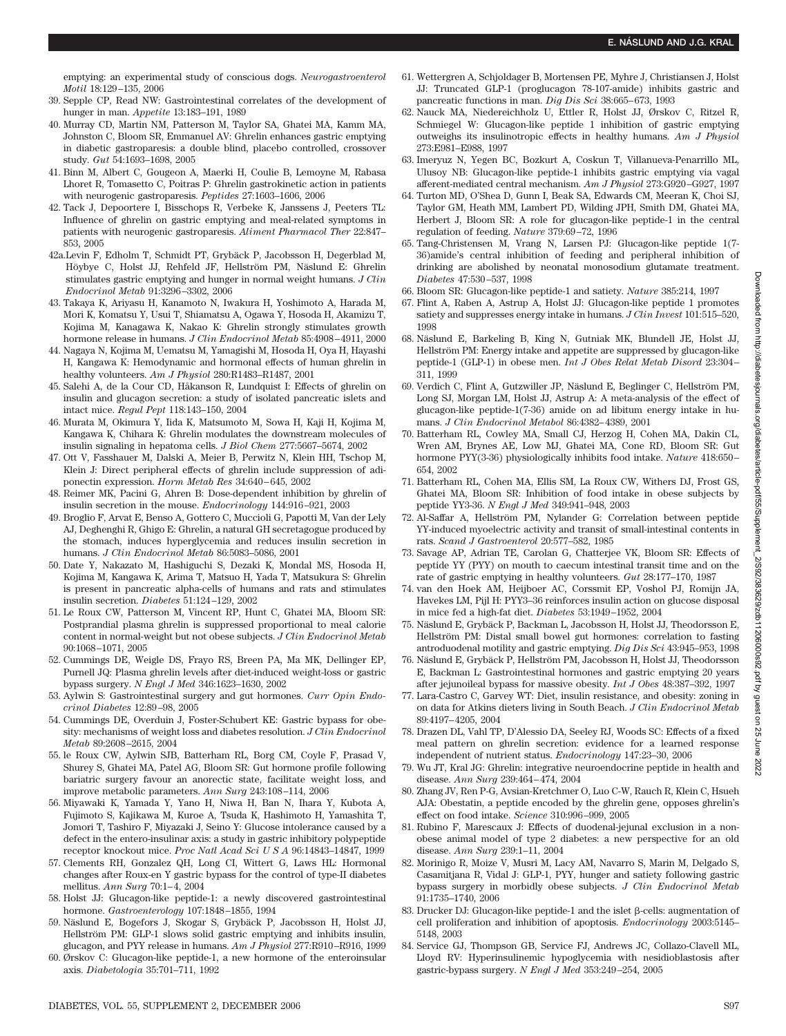emptying: an experimental study of conscious dogs. *Neurogastroenterol Motil* 18:129–135, 2006

39. Sepple CP, Read NW: Gastrointestinal correlates of the development of hunger in man. *Appetite* 13:183–191, 1989
40. Murray CD, Martin NM, Patterson M, Taylor SA, Ghatei MA, Kamm MA, Johnston C, Bloom SR, Emmanuel AV: Ghrelin enhances gastric emptying in diabetic gastroparesis: a double blind, placebo controlled, crossover study. *Gut* 54:1693–1698, 2005
41. Binn M, Albert C, Gougeon A, Maerki H, Coulie B, Lemoyne M, Rabasa Lhoret R, Tomasetto C, Poitras P: Ghrelin gastrokinetic action in patients with neurogenic gastroparesis. *Peptides* 27:1603–1606, 2006
42. Tack J, Depoortere I, Bisschops R, Verbeke K, Janssens J, Peeters TL: Influence of ghrelin on gastric emptying and meal-related symptoms in patients with neurogenic gastroparesis. *Aliment Pharmacol Ther* 22:847–853, 2005

42a. Levin F, Edholm T, Schmidt PT, Grybäck P, Jacobsson H, Degerblad M, Höybye C, Holst JJ, Rehfeld JF, Hellström PM, Näslund E: Ghrelin stimulates gastric emptying and hunger in normal weight humans. *J Clin Endocrinol Metab* 91:3296–3302, 2006

43. Takaya K, Ariyasu H, Kanamoto N, Iwakura H, Yoshimoto A, Harada M, Mori K, Komatsu Y, Usui T, Shiamatsu A, Ogawa Y, Hosoda H, Akamizu T, Kojima M, Kanagawa K, Nakao K: Ghrelin strongly stimulates growth hormone release in humans. *J Clin Endocrinol Metab* 85:4908–4911, 2000
44. Nagaya N, Kojima M, Uematsu M, Yamagishi M, Hosoda H, Oya H, Hayashi H, Kangawa K: Hemodynamic and hormonal effects of human ghrelin in healthy volunteers. *Am J Physiol* 280:R1483–R1487, 2001
45. Salehi A, de la Cour CD, Håkanson R, Lundquist I: Effects of ghrelin on insulin and glucagon secretion: a study of isolated pancreatic islets and intact mice. *Regul Pept* 118:143–150, 2004
46. Murata M, Okimura Y, Iida K, Matsumoto M, Sowa H, Kaji H, Kojima M, Kangawa K, Chihara K: Ghrelin modulates the downstream molecules of insulin signaling in hepatoma cells. *J Biol Chem* 277:5667–5674, 2002
47. Ott V, Fasshauer M, Dalski A, Meier B, Perwitz N, Klein HH, Tschop M, Klein J: Direct peripheral effects of ghrelin include suppression of adiponectin expression. *Horm Metab Res* 34:640–645, 2002
48. Reimer MK, Pacini G, Ahren B: Dose-dependent inhibition by ghrelin of insulin secretion in the mouse. *Endocrinology* 144:916–921, 2003
49. Broglio F, Arvat E, Benso A, Gottero C, Muccioli G, Papotti M, Van der Lely AJ, Deghenghi R, Ghigo E: Ghrelin, a natural GH secretagogue produced by the stomach, induces hyperglycemia and reduces insulin secretion in humans. *J Clin Endocrinol Metab* 86:5083–5086, 2001
50. Date Y, Nakazato M, Hashiguchi S, Dezaki K, Mondal MS, Hosoda H, Kojima M, Kangawa K, Arima T, Matsuo H, Yada T, Matsukura S: Ghrelin is present in pancreatic alpha-cells of humans and rats and stimulates insulin secretion. *Diabetes* 51:124–129, 2002
51. Le Roux CW, Patterson M, Vincent RP, Hunt C, Ghatei MA, Bloom SR: Postprandial plasma ghrelin is suppressed proportional to meal calorie content in normal-weight but not obese subjects. *J Clin Endocrinol Metab* 90:1068–1071, 2005
52. Cummings DE, Weigle DS, Frayo RS, Breen PA, Ma MK, Dellinger EP, Purnell JQ: Plasma ghrelin levels after diet-induced weight-loss or gastric bypass surgery. *N Engl J Med* 346:1623–1630, 2002
53. Aylwin S: Gastrointestinal surgery and gut hormones. *Curr Opin Endocrinol Diabetes* 12:89–98, 2005
54. Cummings DE, Overduin J, Foster-Schubert KE: Gastric bypass for obesity: mechanisms of weight loss and diabetes resolution. *J Clin Endocrinol Metab* 89:2608–2615, 2004
55. le Roux CW, Aylwin SJB, Batterham RL, Borg CM, Coyle F, Prasad V, Shurey S, Ghatei MA, Patel AG, Bloom SR: Gut hormone profile following bariatric surgery favour an anorectic state, facilitate weight loss, and improve metabolic parameters. *Ann Surg* 243:108–114, 2006
56. Miyawaki K, Yamada Y, Yano H, Niwa H, Ban N, Ihara Y, Kubota A, Fujimoto S, Kajikawa M, Kuroe A, Tsuda K, Hashimoto H, Yamashita T, Jomori T, Tashiro F, Miyazaki J, Seino Y: Glucose intolerance caused by a defect in the entero-insulinar axis: a study in gastric inhibitory polypeptide receptor knockout mice. *Proc Natl Acad Sci U S A* 96:14843–14847, 1999
57. Clements RH, Gonzalez QH, Long CI, Wittert G, Laws HL: Hormonal changes after Roux-en Y gastric bypass for the control of type-II diabetes mellitus. *Ann Surg* 70:1–4, 2004
58. Holst JJ: Glucagon-like peptide-1: a newly discovered gastrointestinal hormone. *Gastroenterology* 107:1848–1855, 1994
59. Näslund E, Bogefors J, Skogar S, Grybäck P, Jacobsson H, Holst JJ, Hellström PM: GLP-1 slows solid gastric emptying and inhibits insulin, glucagon, and PYY release in humans. *Am J Physiol* 277:R910–R916, 1999
60. Ørskov C: Glucagon-like peptide-1, a new hormone of the enteroinsular axis. *Diabetologia* 35:701–711, 1992
61. Wettergren A, Schjoldager B, Mortensen PE, Myhre J, Christiansen J, Holst JJ: Truncated GLP-1 (proglucagon 78-107-amide) inhibits gastric and pancreatic functions in man. *Dig Dis Sci* 38:665–673, 1993
62. Nauck MA, Niedereichholz U, Ettler R, Holst JJ, Ørskov C, Ritzel R, Schmiegel W: Glucagon-like peptide 1 inhibition of gastric emptying outweighs its insulinotropic effects in healthy humans. *Am J Physiol* 273:E981–E988, 1997
63. Imeryuz N, Yegen BC, Bozkurt A, Coskun T, Villanueva-Penarrillo ML, Ulusoy NB: Glucagon-like peptide-1 inhibits gastric emptying via vagal afferent-mediated central mechanism. *Am J Physiol* 273:G920–G927, 1997
64. Turton MD, O'Shea D, Gunn I, Beak SA, Edwards CM, Meeran K, Choi SJ, Taylor GM, Heath MM, Lambert PD, Wilding JPH, Smith DM, Ghatei MA, Herbert J, Bloom SR: A role for glucagon-like peptide-1 in the central regulation of feeding. *Nature* 379:69–72, 1996
65. Tang-Christensen M, Vrang N, Larsen PJ: Glucagon-like peptide 1(7-36)amide's central inhibition of feeding and peripheral inhibition of drinking are abolished by neonatal monosodium glutamate treatment. *Diabetes* 47:530–537, 1998
66. Bloom SR: Glucagon-like peptide-1 and satiety. *Nature* 385:214, 1997
67. Flint A, Raben A, Astrup A, Holst JJ: Glucagon-like peptide 1 promotes satiety and suppresses energy intake in humans. *J Clin Invest* 101:515–520, 1998
68. Näslund E, Barkeling B, King N, Gutniak MK, Blundell JE, Holst JJ, Hellström PM: Energy intake and appetite are suppressed by glucagon-like peptide-1 (GLP-1) in obese men. *Int J Obes Relat Metab Disord* 23:304–311, 1999
69. Verdich C, Flint A, Gutzwiller JP, Näslund E, Beglinger C, Hellström PM, Long SJ, Morgan LM, Holst JJ, Astrup A: A meta-analysis of the effect of glucagon-like peptide-1(7-36) amide on ad libitum energy intake in humans. *J Clin Endocrinol Metabol* 86:4382–4389, 2001
70. Batterham RL, Cowley MA, Small CJ, Herzog H, Cohen MA, Dakin CL, Wren AM, Brynes AE, Low MJ, Ghatei MA, Cone RD, Bloom SR: Gut hormone PYY(3-36) physiologically inhibits food intake. *Nature* 418:650–654, 2002
71. Batterham RL, Cohen MA, Ellis SM, La Roux CW, Withers DJ, Frost GS, Ghatei MA, Bloom SR: Inhibition of food intake in obese subjects by peptide YY3-36. *N Engl J Med* 349:941–948, 2003
72. Al-Saffar A, Hellström PM, Nylander G: Correlation between peptide YY-induced myoelectric activity and transit of small-intestinal contents in rats. *Scand J Gastroenterol* 20:577–582, 1985
73. Savage AP, Adrian TE, Carolan G, Chatterjee VK, Bloom SR: Effects of peptide YY (PYY) on mouth to caecum intestinal transit time and on the rate of gastric emptying in healthy volunteers. *Gut* 28:177–170, 1987
74. van den Hoek AM, Heijboer AC, Corssmit EP, Voshol PJ, Romijn JA, Havekes LM, Pijl H: PYY3–36 reinforces insulin action on glucose disposal in mice fed a high-fat diet. *Diabetes* 53:1949–1952, 2004
75. Näslund E, Grybäck P, Backman L, Jacobsson H, Holst JJ, Theodorsson E, Hellström PM: Distal small bowel gut hormones: correlation to fasting antroduodenal motility and gastric emptying. *Dig Dis Sci* 43:945–953, 1998
76. Näslund E, Grybäck P, Hellström PM, Jacobsson H, Holst JJ, Theodorsson E, Backman L: Gastrointestinal hormones and gastric emptying 20 years after jejunoileal bypass for massive obesity. *Int J Obes* 48:387–392, 1997
77. Lara-Castro C, Garvey WT: Diet, insulin resistance, and obesity: zoning in on data for Atkins dieters living in South Beach. *J Clin Endocrinol Metab* 89:4197–4205, 2004
78. Drazen DL, Vahl TP, D'Alessio DA, Seeley RJ, Woods SC: Effects of a fixed meal pattern on ghrelin secretion: evidence for a learned response independent of nutrient status. *Endocrinology* 147:23–30, 2006
79. Wu JT, Kral JG: Ghrelin: integrative neuroendocrine peptide in health and disease. *Ann Surg* 239:464–474, 2004
80. Zhang JV, Ren P-G, Avsian-Kretchmer O, Luo C-W, Rauch R, Klein C, Hsueh AJA: Obestatin, a peptide encoded by the ghrelin gene, opposes ghrelin's effect on food intake. *Science* 310:996–999, 2005
81. Rubino F, Marescaux J: Effects of duodenal-jejunal exclusion in a non-obese animal model of type 2 diabetes: a new perspective for an old disease. *Ann Surg* 239:1–11, 2004
82. Morinigo R, Moize V, Musri M, Lacy AM, Navarro S, Marin M, Delgado S, Casamitjana R, Vidal J: GLP-1, PYY, hunger and satiety following gastric bypass surgery in morbidly obese subjects. *J Clin Endocrinol Metab* 91:1735–1740, 2006
83. Drucker DJ: Glucagon-like peptide-1 and the islet β-cells: augmentation of cell proliferation and inhibition of apoptosis. *Endocrinology* 2003:5145–5148, 2003
84. Service GJ, Thompson GB, Service FJ, Andrews JC, Collazo-Clavell ML, Lloyd RV: Hyperinsulinemic hypoglycemia with nesidioblastosis after gastric-bypass surgery. *N Engl J Med* 353:249–254, 2005